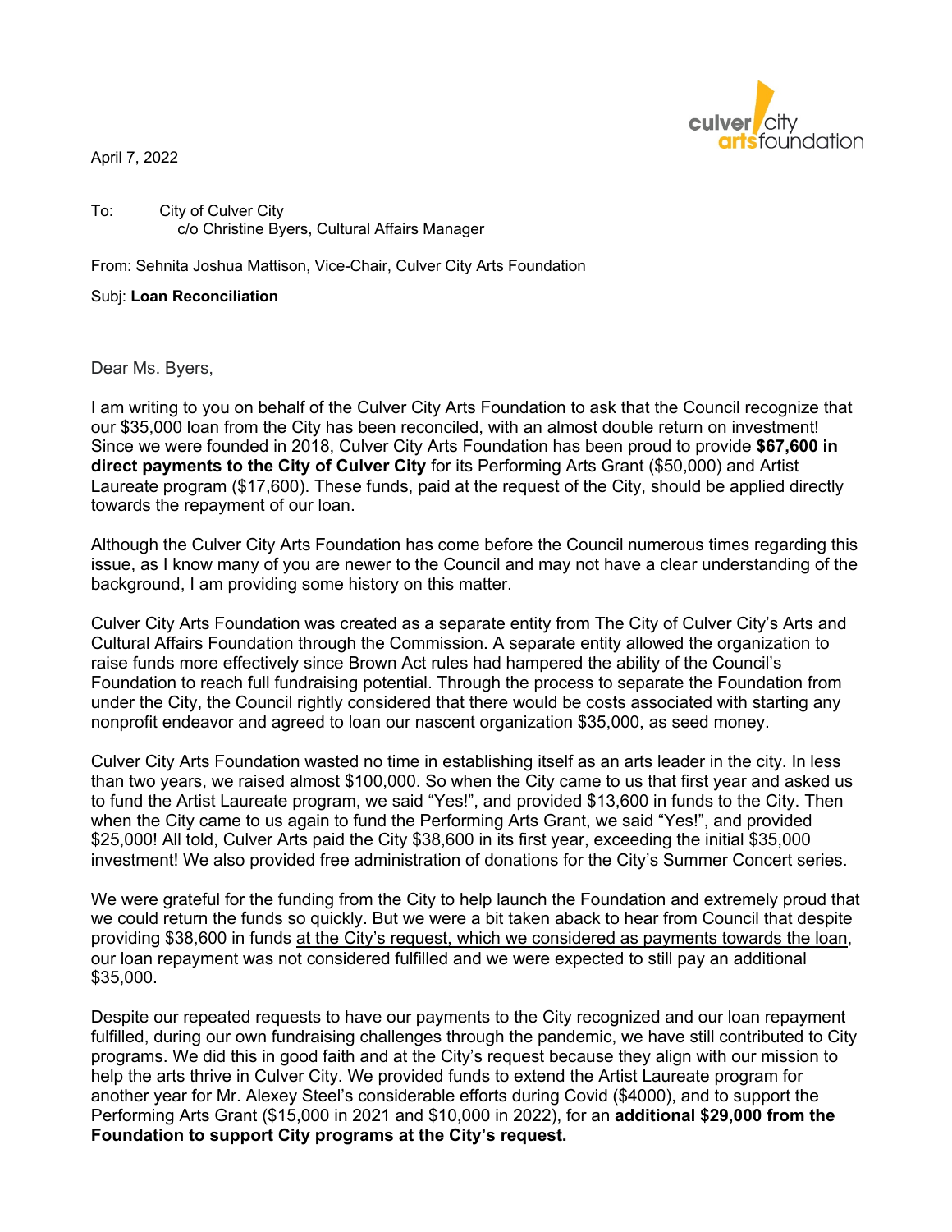culver city arts foundation

April 7, 2022

To: City of Culver City
c/o Christine Byers, Cultural Affairs Manager

From: Sehnita Joshua Mattison, Vice-Chair, Culver City Arts Foundation

Subj: **Loan Reconciliation**

Dear Ms. Byers,

I am writing to you on behalf of the Culver City Arts Foundation to ask that the Council recognize that our $35,000 loan from the City has been reconciled, with an almost double return on investment! Since we were founded in 2018, Culver City Arts Foundation has been proud to provide **$67,600 in direct payments to the City of Culver City** for its Performing Arts Grant ($50,000) and Artist Laureate program ($17,600). These funds, paid at the request of the City, should be applied directly towards the repayment of our loan.

Although the Culver City Arts Foundation has come before the Council numerous times regarding this issue, as I know many of you are newer to the Council and may not have a clear understanding of the background, I am providing some history on this matter.

Culver City Arts Foundation was created as a separate entity from The City of Culver City's Arts and Cultural Affairs Foundation through the Commission. A separate entity allowed the organization to raise funds more effectively since Brown Act rules had hampered the ability of the Council's Foundation to reach full fundraising potential. Through the process to separate the Foundation from under the City, the Council rightly considered that there would be costs associated with starting any nonprofit endeavor and agreed to loan our nascent organization $35,000, as seed money.

Culver City Arts Foundation wasted no time in establishing itself as an arts leader in the city. In less than two years, we raised almost $100,000. So when the City came to us that first year and asked us to fund the Artist Laureate program, we said "Yes!", and provided $13,600 in funds to the City. Then when the City came to us again to fund the Performing Arts Grant, we said "Yes!", and provided $25,000! All told, Culver Arts paid the City $38,600 in its first year, exceeding the initial $35,000 investment! We also provided free administration of donations for the City's Summer Concert series.

We were grateful for the funding from the City to help launch the Foundation and extremely proud that we could return the funds so quickly. But we were a bit taken aback to hear from Council that despite providing $38,600 in funds <u>at the City's request, which we considered as payments towards the loan</u>, our loan repayment was not considered fulfilled and we were expected to still pay an additional $35,000.

Despite our repeated requests to have our payments to the City recognized and our loan repayment fulfilled, during our own fundraising challenges through the pandemic, we have still contributed to City programs. We did this in good faith and at the City's request because they align with our mission to help the arts thrive in Culver City. We provided funds to extend the Artist Laureate program for another year for Mr. Alexey Steel's considerable efforts during Covid ($4000), and to support the Performing Arts Grant ($15,000 in 2021 and $10,000 in 2022), for an **additional $29,000 from the Foundation to support City programs at the City's request.**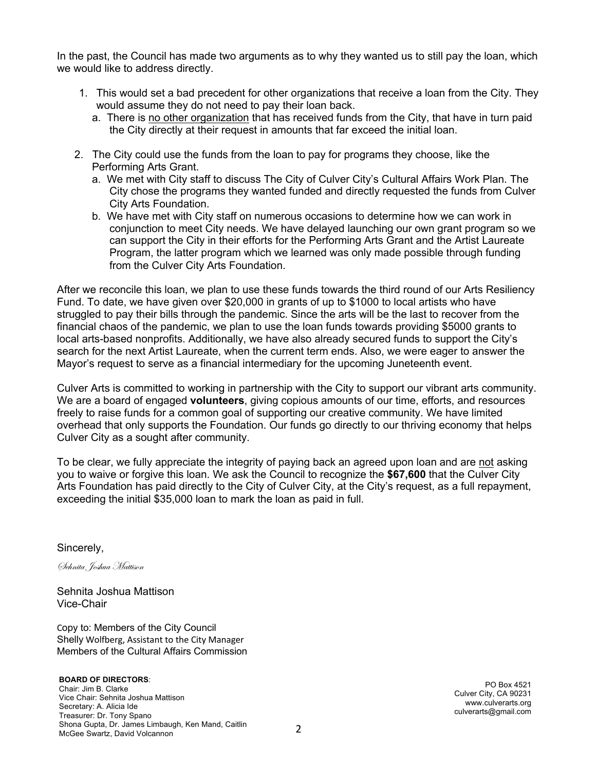In the past, the Council has made two arguments as to why they wanted us to still pay the loan, which we would like to address directly.

1. This would set a bad precedent for other organizations that receive a loan from the City. They would assume they do not need to pay their loan back.
   a. There is <u>no other organization</u> that has received funds from the City, that have in turn paid the City directly at their request in amounts that far exceed the initial loan.

2. The City could use the funds from the loan to pay for programs they choose, like the Performing Arts Grant.
   a. We met with City staff to discuss The City of Culver City's Cultural Affairs Work Plan. The City chose the programs they wanted funded and directly requested the funds from Culver City Arts Foundation.
   b. We have met with City staff on numerous occasions to determine how we can work in conjunction to meet City needs. We have delayed launching our own grant program so we can support the City in their efforts for the Performing Arts Grant and the Artist Laureate Program, the latter program which we learned was only made possible through funding from the Culver City Arts Foundation.

After we reconcile this loan, we plan to use these funds towards the third round of our Arts Resiliency Fund. To date, we have given over $20,000 in grants of up to $1000 to local artists who have struggled to pay their bills through the pandemic. Since the arts will be the last to recover from the financial chaos of the pandemic, we plan to use the loan funds towards providing $5000 grants to local arts-based nonprofits. Additionally, we have also already secured funds to support the City's search for the next Artist Laureate, when the current term ends. Also, we were eager to answer the Mayor's request to serve as a financial intermediary for the upcoming Juneteenth event.

Culver Arts is committed to working in partnership with the City to support our vibrant arts community. We are a board of engaged **volunteers**, giving copious amounts of our time, efforts, and resources freely to raise funds for a common goal of supporting our creative community. We have limited overhead that only supports the Foundation. Our funds go directly to our thriving economy that helps Culver City as a sought after community.

To be clear, we fully appreciate the integrity of paying back an agreed upon loan and are <u>not</u> asking you to waive or forgive this loan. We ask the Council to recognize the **$67,600** that the Culver City Arts Foundation has paid directly to the City of Culver City, at the City's request, as a full repayment, exceeding the initial $35,000 loan to mark the loan as paid in full.

Sincerely,

*Sehnita Joshua Mattison*

Sehnita Joshua Mattison
Vice-Chair

Copy to: Members of the City Council
Shelly Wolfberg, Assistant to the City Manager
Members of the Cultural Affairs Commission

**BOARD OF DIRECTORS**:
Chair: Jim B. Clarke
Vice Chair: Sehnita Joshua Mattison
Secretary: A. Alicia Ide
Treasurer: Dr. Tony Spano
Shona Gupta, Dr. James Limbaugh, Ken Mand, Caitlin McGee Swartz, David Volcannon

PO Box 4521
Culver City, CA 90231
www.culverarts.org
culverarts@gmail.com